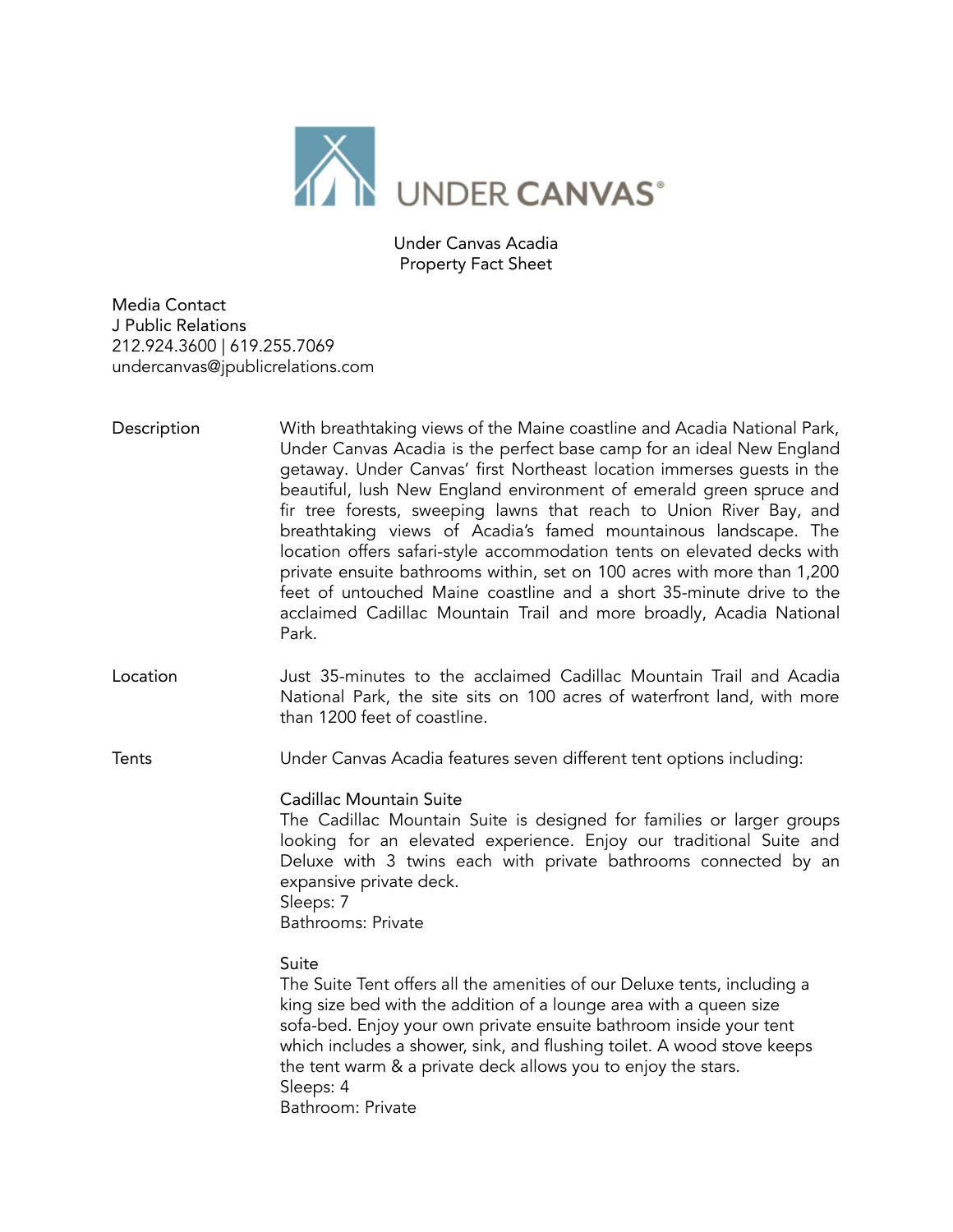# UNDER CANVAS®

## Under Canvas Acadia
## Property Fact Sheet

Media Contact
J Public Relations
212.924.3600 | 619.255.7069
undercanvas@jpublicrelations.com

**Description**

With breathtaking views of the Maine coastline and Acadia National Park, Under Canvas Acadia is the perfect base camp for an ideal New England getaway. Under Canvas' first Northeast location immerses guests in the beautiful, lush New England environment of emerald green spruce and fir tree forests, sweeping lawns that reach to Union River Bay, and breathtaking views of Acadia's famed mountainous landscape. The location offers safari-style accommodation tents on elevated decks with private ensuite bathrooms within, set on 100 acres with more than 1,200 feet of untouched Maine coastline and a short 35-minute drive to the acclaimed Cadillac Mountain Trail and more broadly, Acadia National Park.

**Location**

Just 35-minutes to the acclaimed Cadillac Mountain Trail and Acadia National Park, the site sits on 100 acres of waterfront land, with more than 1200 feet of coastline.

**Tents**

Under Canvas Acadia features seven different tent options including:

Cadillac Mountain Suite
The Cadillac Mountain Suite is designed for families or larger groups looking for an elevated experience. Enjoy our traditional Suite and Deluxe with 3 twins each with private bathrooms connected by an expansive private deck.
Sleeps: 7
Bathrooms: Private

Suite
The Suite Tent offers all the amenities of our Deluxe tents, including a king size bed with the addition of a lounge area with a queen size sofa-bed. Enjoy your own private ensuite bathroom inside your tent which includes a shower, sink, and flushing toilet. A wood stove keeps the tent warm & a private deck allows you to enjoy the stars.
Sleeps: 4
Bathroom: Private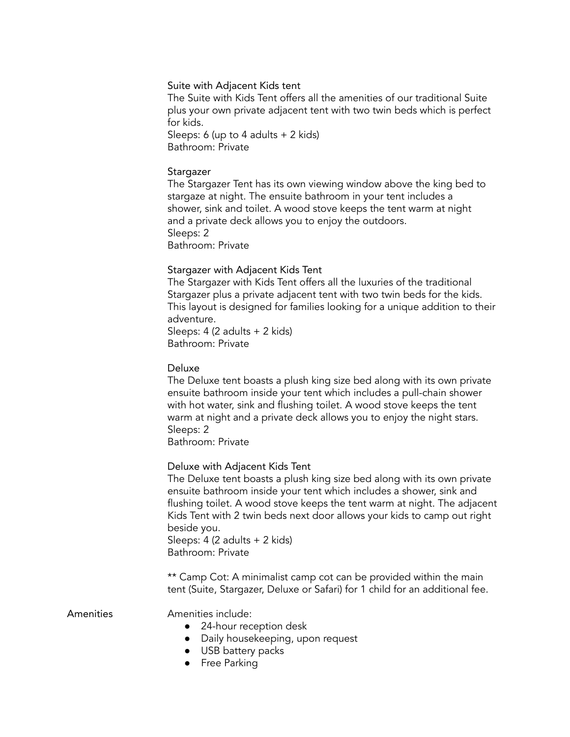### Suite with Adjacent Kids tent

The Suite with Kids Tent offers all the amenities of our traditional Suite plus your own private adjacent tent with two twin beds which is perfect for kids.
Sleeps: 6 (up to 4 adults + 2 kids)
Bathroom: Private

### Stargazer

The Stargazer Tent has its own viewing window above the king bed to stargaze at night. The ensuite bathroom in your tent includes a shower, sink and toilet. A wood stove keeps the tent warm at night and a private deck allows you to enjoy the outdoors.
Sleeps: 2
Bathroom: Private

### Stargazer with Adjacent Kids Tent

The Stargazer with Kids Tent offers all the luxuries of the traditional Stargazer plus a private adjacent tent with two twin beds for the kids. This layout is designed for families looking for a unique addition to their adventure.
Sleeps: 4 (2 adults + 2 kids)
Bathroom: Private

### Deluxe

The Deluxe tent boasts a plush king size bed along with its own private ensuite bathroom inside your tent which includes a pull-chain shower with hot water, sink and flushing toilet. A wood stove keeps the tent warm at night and a private deck allows you to enjoy the night stars.
Sleeps: 2
Bathroom: Private

### Deluxe with Adjacent Kids Tent

The Deluxe tent boasts a plush king size bed along with its own private ensuite bathroom inside your tent which includes a shower, sink and flushing toilet. A wood stove keeps the tent warm at night. The adjacent Kids Tent with 2 twin beds next door allows your kids to camp out right beside you.
Sleeps: 4 (2 adults + 2 kids)
Bathroom: Private

** Camp Cot: A minimalist camp cot can be provided within the main tent (Suite, Stargazer, Deluxe or Safari) for 1 child for an additional fee.

## Amenities

Amenities include:

- 24-hour reception desk
- Daily housekeeping, upon request
- USB battery packs
- Free Parking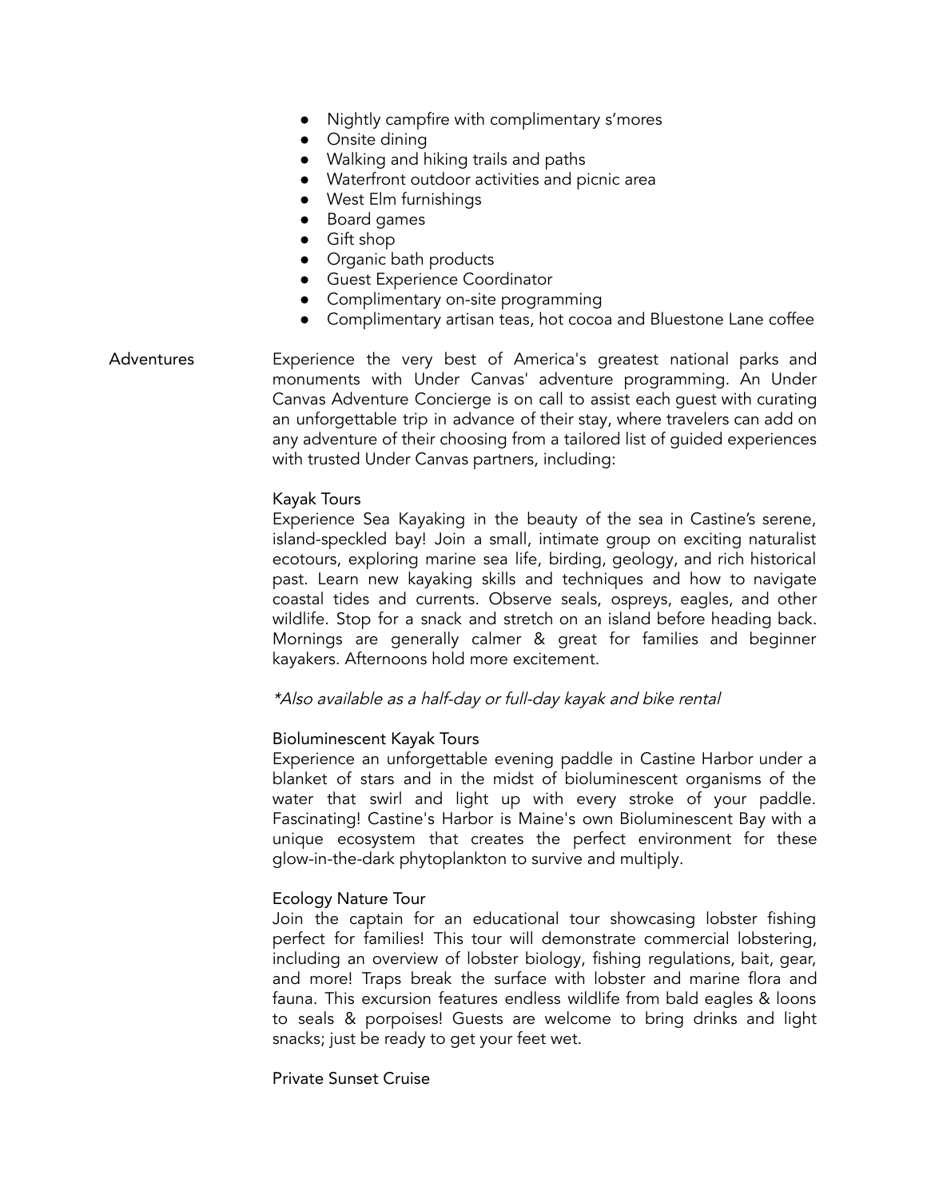- Nightly campfire with complimentary s'mores
- Onsite dining
- Walking and hiking trails and paths
- Waterfront outdoor activities and picnic area
- West Elm furnishings
- Board games
- Gift shop
- Organic bath products
- Guest Experience Coordinator
- Complimentary on-site programming
- Complimentary artisan teas, hot cocoa and Bluestone Lane coffee

**Adventures**

Experience the very best of America's greatest national parks and monuments with Under Canvas' adventure programming. An Under Canvas Adventure Concierge is on call to assist each guest with curating an unforgettable trip in advance of their stay, where travelers can add on any adventure of their choosing from a tailored list of guided experiences with trusted Under Canvas partners, including:

Kayak Tours

Experience Sea Kayaking in the beauty of the sea in Castine's serene, island-speckled bay! Join a small, intimate group on exciting naturalist ecotours, exploring marine sea life, birding, geology, and rich historical past. Learn new kayaking skills and techniques and how to navigate coastal tides and currents. Observe seals, ospreys, eagles, and other wildlife. Stop for a snack and stretch on an island before heading back. Mornings are generally calmer & great for families and beginner kayakers. Afternoons hold more excitement.

*\*Also available as a half-day or full-day kayak and bike rental*

Bioluminescent Kayak Tours

Experience an unforgettable evening paddle in Castine Harbor under a blanket of stars and in the midst of bioluminescent organisms of the water that swirl and light up with every stroke of your paddle. Fascinating! Castine's Harbor is Maine's own Bioluminescent Bay with a unique ecosystem that creates the perfect environment for these glow-in-the-dark phytoplankton to survive and multiply.

Ecology Nature Tour

Join the captain for an educational tour showcasing lobster fishing perfect for families! This tour will demonstrate commercial lobstering, including an overview of lobster biology, fishing regulations, bait, gear, and more! Traps break the surface with lobster and marine flora and fauna. This excursion features endless wildlife from bald eagles & loons to seals & porpoises! Guests are welcome to bring drinks and light snacks; just be ready to get your feet wet.

Private Sunset Cruise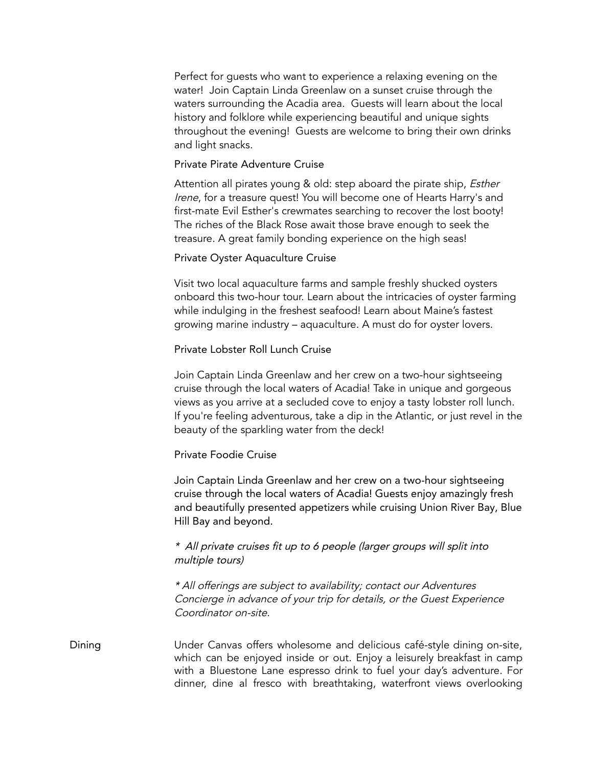Perfect for guests who want to experience a relaxing evening on the water! Join Captain Linda Greenlaw on a sunset cruise through the waters surrounding the Acadia area. Guests will learn about the local history and folklore while experiencing beautiful and unique sights throughout the evening! Guests are welcome to bring their own drinks and light snacks.

Private Pirate Adventure Cruise

Attention all pirates young & old: step aboard the pirate ship, *Esther Irene*, for a treasure quest! You will become one of Hearts Harry's and first-mate Evil Esther's crewmates searching to recover the lost booty! The riches of the Black Rose await those brave enough to seek the treasure. A great family bonding experience on the high seas!

Private Oyster Aquaculture Cruise

Visit two local aquaculture farms and sample freshly shucked oysters onboard this two-hour tour. Learn about the intricacies of oyster farming while indulging in the freshest seafood! Learn about Maine's fastest growing marine industry – aquaculture. A must do for oyster lovers.

Private Lobster Roll Lunch Cruise

Join Captain Linda Greenlaw and her crew on a two-hour sightseeing cruise through the local waters of Acadia! Take in unique and gorgeous views as you arrive at a secluded cove to enjoy a tasty lobster roll lunch. If you're feeling adventurous, take a dip in the Atlantic, or just revel in the beauty of the sparkling water from the deck!

Private Foodie Cruise

Join Captain Linda Greenlaw and her crew on a two-hour sightseeing cruise through the local waters of Acadia! Guests enjoy amazingly fresh and beautifully presented appetizers while cruising Union River Bay, Blue Hill Bay and beyond.

*\* All private cruises fit up to 6 people (larger groups will split into multiple tours)*

*\* All offerings are subject to availability; contact our Adventures Concierge in advance of your trip for details, or the Guest Experience Coordinator on-site.*

**Dining**

Under Canvas offers wholesome and delicious café-style dining on-site, which can be enjoyed inside or out. Enjoy a leisurely breakfast in camp with a Bluestone Lane espresso drink to fuel your day's adventure. For dinner, dine al fresco with breathtaking, waterfront views overlooking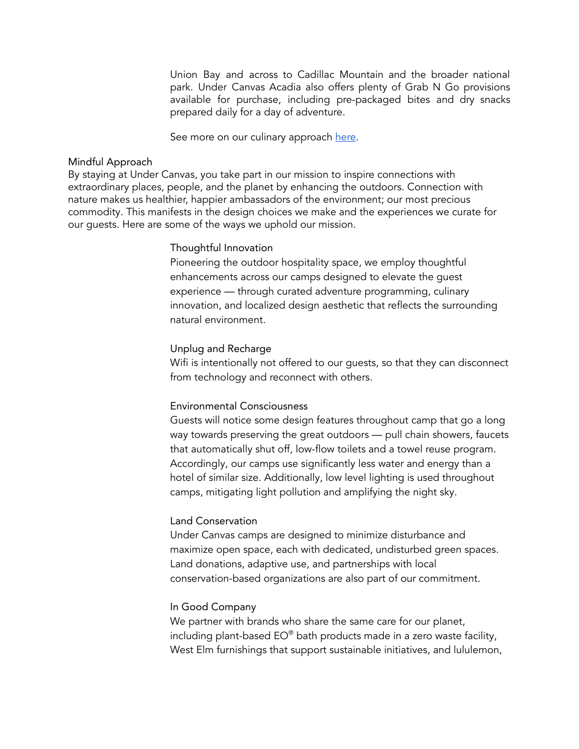Union Bay and across to Cadillac Mountain and the broader national park. Under Canvas Acadia also offers plenty of Grab N Go provisions available for purchase, including pre-packaged bites and dry snacks prepared daily for a day of adventure.

See more on our culinary approach [here](#).

## Mindful Approach

By staying at Under Canvas, you take part in our mission to inspire connections with extraordinary places, people, and the planet by enhancing the outdoors. Connection with nature makes us healthier, happier ambassadors of the environment; our most precious commodity. This manifests in the design choices we make and the experiences we curate for our guests. Here are some of the ways we uphold our mission.

### Thoughtful Innovation

Pioneering the outdoor hospitality space, we employ thoughtful enhancements across our camps designed to elevate the guest experience — through curated adventure programming, culinary innovation, and localized design aesthetic that reflects the surrounding natural environment.

### Unplug and Recharge

Wifi is intentionally not offered to our guests, so that they can disconnect from technology and reconnect with others.

### Environmental Consciousness

Guests will notice some design features throughout camp that go a long way towards preserving the great outdoors — pull chain showers, faucets that automatically shut off, low-flow toilets and a towel reuse program. Accordingly, our camps use significantly less water and energy than a hotel of similar size. Additionally, low level lighting is used throughout camps, mitigating light pollution and amplifying the night sky.

### Land Conservation

Under Canvas camps are designed to minimize disturbance and maximize open space, each with dedicated, undisturbed green spaces. Land donations, adaptive use, and partnerships with local conservation-based organizations are also part of our commitment.

### In Good Company

We partner with brands who share the same care for our planet, including plant-based EO® bath products made in a zero waste facility, West Elm furnishings that support sustainable initiatives, and lululemon,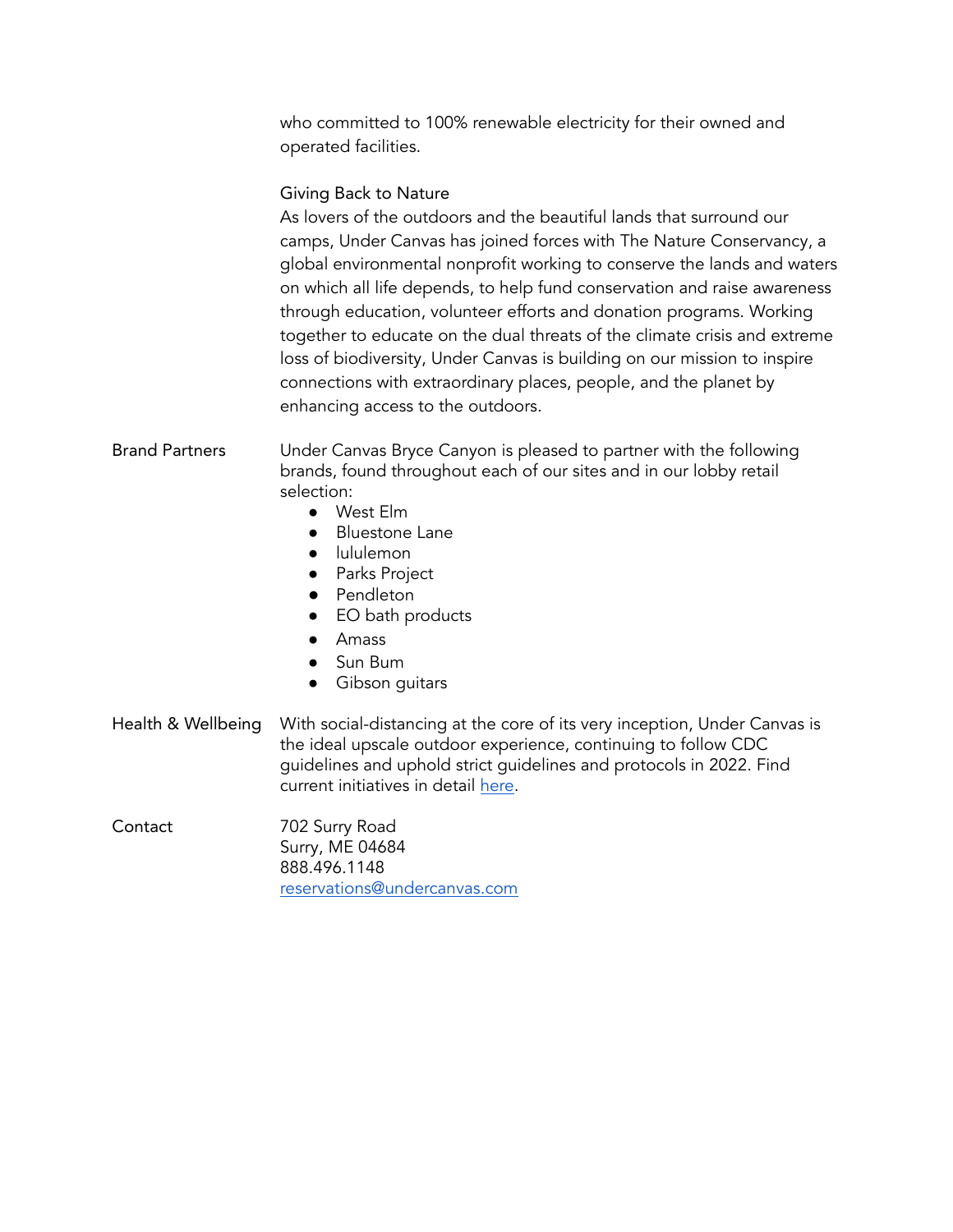who committed to 100% renewable electricity for their owned and operated facilities.

Giving Back to Nature

As lovers of the outdoors and the beautiful lands that surround our camps, Under Canvas has joined forces with The Nature Conservancy, a global environmental nonprofit working to conserve the lands and waters on which all life depends, to help fund conservation and raise awareness through education, volunteer efforts and donation programs. Working together to educate on the dual threats of the climate crisis and extreme loss of biodiversity, Under Canvas is building on our mission to inspire connections with extraordinary places, people, and the planet by enhancing access to the outdoors.

**Brand Partners**

Under Canvas Bryce Canyon is pleased to partner with the following brands, found throughout each of our sites and in our lobby retail selection:

- West Elm
- Bluestone Lane
- lululemon
- Parks Project
- Pendleton
- EO bath products
- Amass
- Sun Bum
- Gibson guitars

**Health & Wellbeing**

With social-distancing at the core of its very inception, Under Canvas is the ideal upscale outdoor experience, continuing to follow CDC guidelines and uphold strict guidelines and protocols in 2022. Find current initiatives in detail [here](here).

**Contact**

702 Surry Road
Surry, ME 04684
888.496.1148
reservations@undercanvas.com